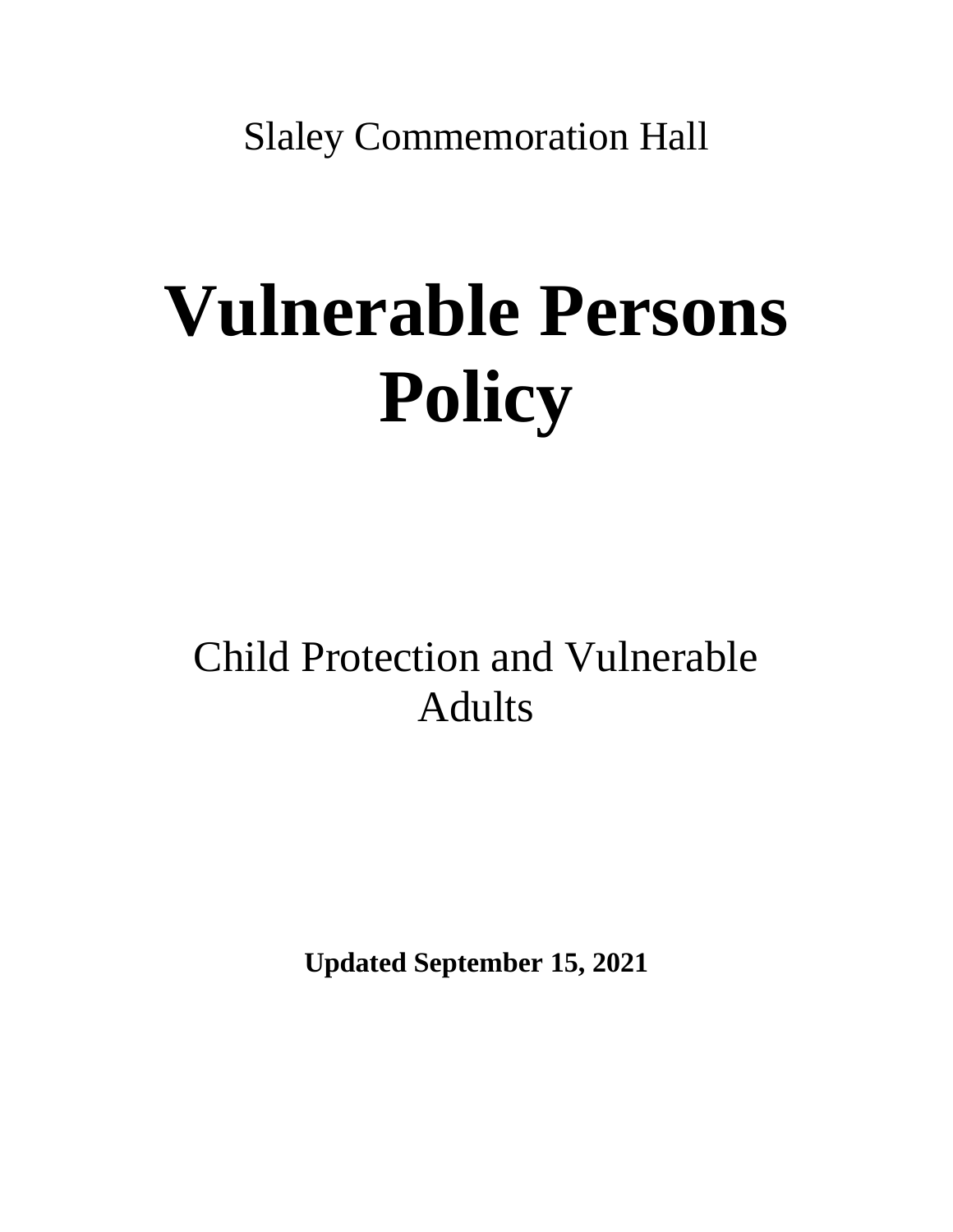Slaley Commemoration Hall

# Vulnerable Persons Policy

Child Protection and Vulnerable Adults

**Updated September 15, 2021**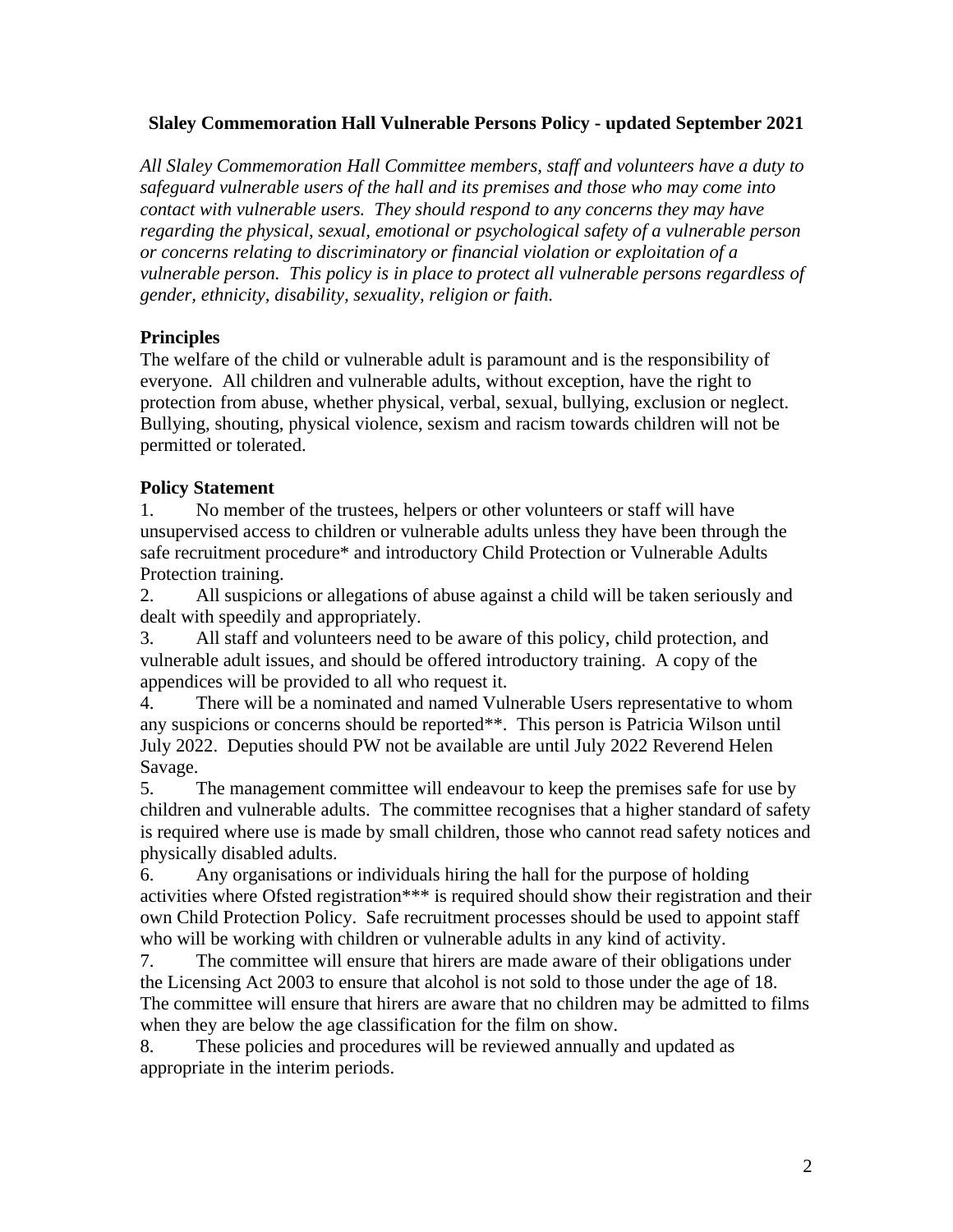**Slaley Commemoration Hall Vulnerable Persons Policy - updated September 2021**

*All Slaley Commemoration Hall Committee members, staff and volunteers have a duty to safeguard vulnerable users of the hall and its premises and those who may come into contact with vulnerable users. They should respond to any concerns they may have regarding the physical, sexual, emotional or psychological safety of a vulnerable person or concerns relating to discriminatory or financial violation or exploitation of a vulnerable person. This policy is in place to protect all vulnerable persons regardless of gender, ethnicity, disability, sexuality, religion or faith.*

**Principles**

The welfare of the child or vulnerable adult is paramount and is the responsibility of everyone. All children and vulnerable adults, without exception, have the right to protection from abuse, whether physical, verbal, sexual, bullying, exclusion or neglect. Bullying, shouting, physical violence, sexism and racism towards children will not be permitted or tolerated.

**Policy Statement**

1. No member of the trustees, helpers or other volunteers or staff will have unsupervised access to children or vulnerable adults unless they have been through the safe recruitment procedure* and introductory Child Protection or Vulnerable Adults Protection training.
2. All suspicions or allegations of abuse against a child will be taken seriously and dealt with speedily and appropriately.
3. All staff and volunteers need to be aware of this policy, child protection, and vulnerable adult issues, and should be offered introductory training. A copy of the appendices will be provided to all who request it.
4. There will be a nominated and named Vulnerable Users representative to whom any suspicions or concerns should be reported**. This person is Patricia Wilson until July 2022. Deputies should PW not be available are until July 2022 Reverend Helen Savage.
5. The management committee will endeavour to keep the premises safe for use by children and vulnerable adults. The committee recognises that a higher standard of safety is required where use is made by small children, those who cannot read safety notices and physically disabled adults.
6. Any organisations or individuals hiring the hall for the purpose of holding activities where Ofsted registration*** is required should show their registration and their own Child Protection Policy. Safe recruitment processes should be used to appoint staff who will be working with children or vulnerable adults in any kind of activity.
7. The committee will ensure that hirers are made aware of their obligations under the Licensing Act 2003 to ensure that alcohol is not sold to those under the age of 18. The committee will ensure that hirers are aware that no children may be admitted to films when they are below the age classification for the film on show.
8. These policies and procedures will be reviewed annually and updated as appropriate in the interim periods.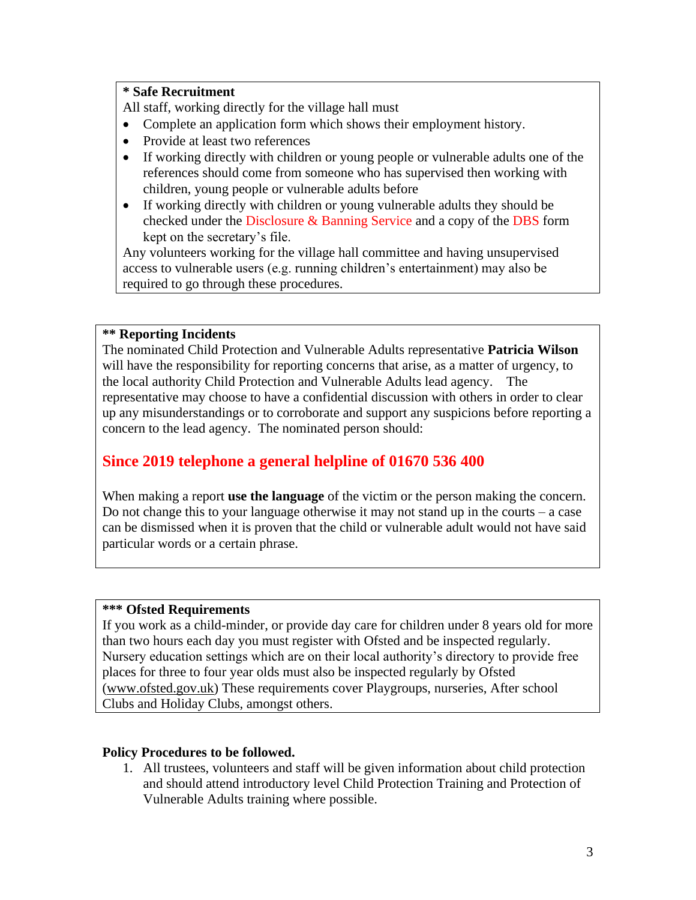**\* Safe Recruitment**

All staff, working directly for the village hall must

- Complete an application form which shows their employment history.
- Provide at least two references
- If working directly with children or young people or vulnerable adults one of the references should come from someone who has supervised then working with children, young people or vulnerable adults before
- If working directly with children or young vulnerable adults they should be checked under the Disclosure & Banning Service and a copy of the DBS form kept on the secretary's file.

Any volunteers working for the village hall committee and having unsupervised access to vulnerable users (e.g. running children's entertainment) may also be required to go through these procedures.

**\*\* Reporting Incidents**

The nominated Child Protection and Vulnerable Adults representative **Patricia Wilson** will have the responsibility for reporting concerns that arise, as a matter of urgency, to the local authority Child Protection and Vulnerable Adults lead agency. The representative may choose to have a confidential discussion with others in order to clear up any misunderstandings or to corroborate and support any suspicions before reporting a concern to the lead agency. The nominated person should:

**Since 2019 telephone a general helpline of 01670 536 400**

When making a report **use the language** of the victim or the person making the concern. Do not change this to your language otherwise it may not stand up in the courts – a case can be dismissed when it is proven that the child or vulnerable adult would not have said particular words or a certain phrase.

**\*\*\* Ofsted Requirements**

If you work as a child-minder, or provide day care for children under 8 years old for more than two hours each day you must register with Ofsted and be inspected regularly. Nursery education settings which are on their local authority's directory to provide free places for three to four year olds must also be inspected regularly by Ofsted (www.ofsted.gov.uk) These requirements cover Playgroups, nurseries, After school Clubs and Holiday Clubs, amongst others.

**Policy Procedures to be followed.**

1. All trustees, volunteers and staff will be given information about child protection and should attend introductory level Child Protection Training and Protection of Vulnerable Adults training where possible.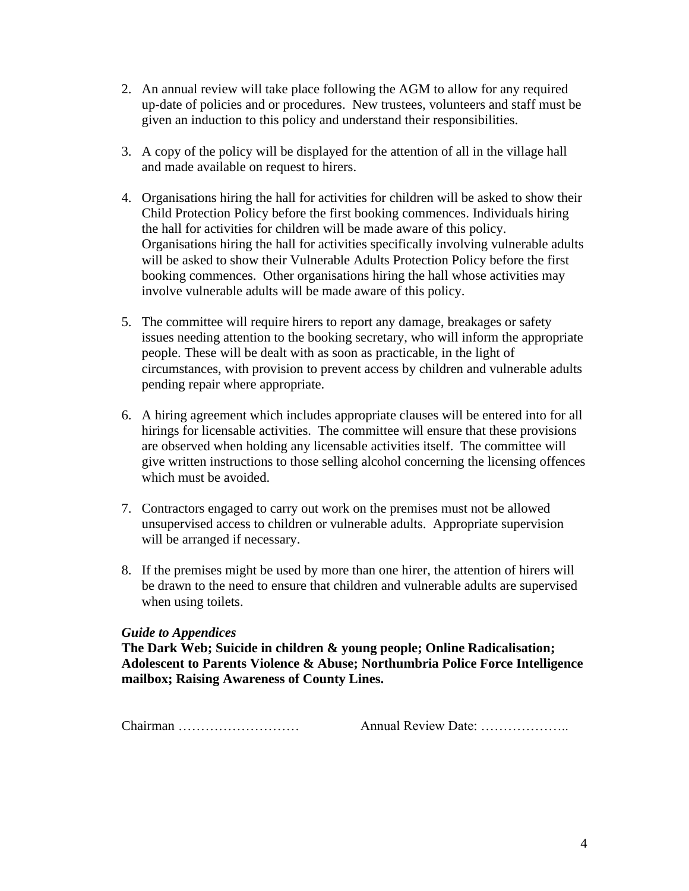2. An annual review will take place following the AGM to allow for any required up-date of policies and or procedures. New trustees, volunteers and staff must be given an induction to this policy and understand their responsibilities.

3. A copy of the policy will be displayed for the attention of all in the village hall and made available on request to hirers.

4. Organisations hiring the hall for activities for children will be asked to show their Child Protection Policy before the first booking commences. Individuals hiring the hall for activities for children will be made aware of this policy. Organisations hiring the hall for activities specifically involving vulnerable adults will be asked to show their Vulnerable Adults Protection Policy before the first booking commences. Other organisations hiring the hall whose activities may involve vulnerable adults will be made aware of this policy.

5. The committee will require hirers to report any damage, breakages or safety issues needing attention to the booking secretary, who will inform the appropriate people. These will be dealt with as soon as practicable, in the light of circumstances, with provision to prevent access by children and vulnerable adults pending repair where appropriate.

6. A hiring agreement which includes appropriate clauses will be entered into for all hirings for licensable activities. The committee will ensure that these provisions are observed when holding any licensable activities itself. The committee will give written instructions to those selling alcohol concerning the licensing offences which must be avoided.

7. Contractors engaged to carry out work on the premises must not be allowed unsupervised access to children or vulnerable adults. Appropriate supervision will be arranged if necessary.

8. If the premises might be used by more than one hirer, the attention of hirers will be drawn to the need to ensure that children and vulnerable adults are supervised when using toilets.

***Guide to Appendices***
**The Dark Web; Suicide in children & young people; Online Radicalisation; Adolescent to Parents Violence & Abuse; Northumbria Police Force Intelligence mailbox; Raising Awareness of County Lines.**

Chairman ……………………… Annual Review Date: ………………..